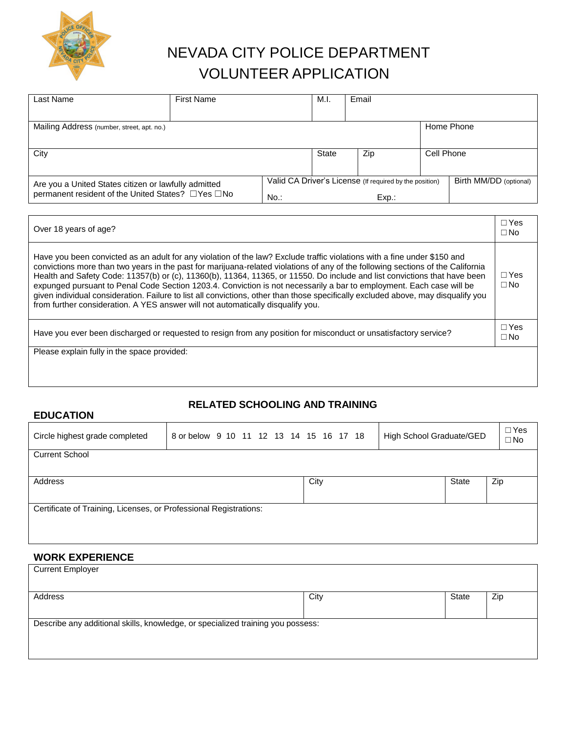# NEVADA CITY POLICE DEPARTMENT
# VOLUNTEER APPLICATION

| Last Name | First Name | M.I. | Email |
|---|---|---|---|
| | | | |

| Mailing Address (number, street, apt. no.) | Home Phone |
|---|---|
| | |

| City | State | Zip | Cell Phone |
|---|---|---|---|
| | | | |

| Are you a United States citizen or lawfully admitted permanent resident of the United States? ☐Yes ☐No | Valid CA Driver's License (If required by the position) No.: Exp.: | Birth MM/DD (optional) |
|---|---|---|
| | | |

| Question | Answer |
|---|---|
| Over 18 years of age? | ☐Yes ☐No |
| Have you been convicted as an adult for any violation of the law? Exclude traffic violations with a fine under $150 and convictions more than two years in the past for marijuana-related violations of any of the following sections of the California Health and Safety Code: 11357(b) or (c), 11360(b), 11364, 11365, or 11550. Do include and list convictions that have been expunged pursuant to Penal Code Section 1203.4. Conviction is not necessarily a bar to employment. Each case will be given individual consideration. Failure to list all convictions, other than those specifically excluded above, may disqualify you from further consideration. A YES answer will not automatically disqualify you. | ☐Yes ☐No |
| Have you ever been discharged or requested to resign from any position for misconduct or unsatisfactory service? | ☐Yes ☐No |

Please explain fully in the space provided:

## RELATED SCHOOLING AND TRAINING

### EDUCATION

| Circle highest grade completed | 8 or below 9 10 11 12 13 14 15 16 17 18 | High School Graduate/GED | ☐Yes ☐No |
|---|---|---|---|

Current School

| Address | City | State | Zip |
|---|---|---|---|
| | | | |

Certificate of Training, Licenses, or Professional Registrations:

### WORK EXPERIENCE

Current Employer

| Address | City | State | Zip |
|---|---|---|---|
| | | | |

Describe any additional skills, knowledge, or specialized training you possess: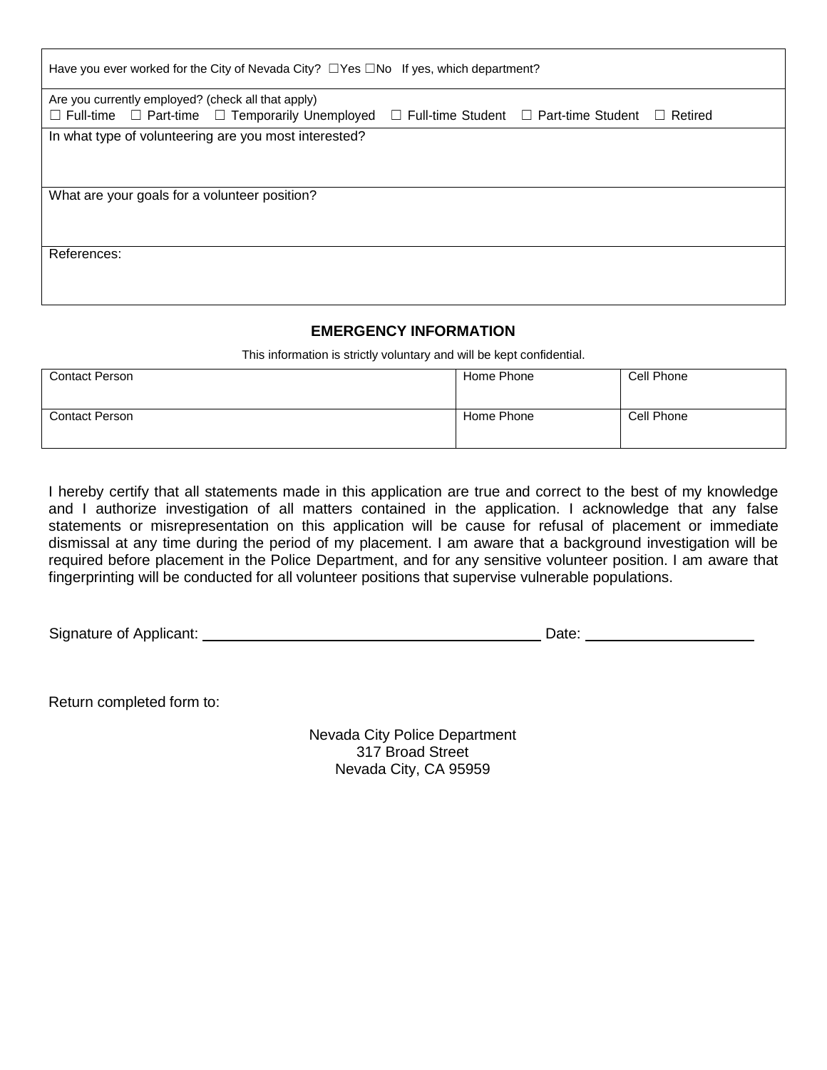| |
|---|
| Have you ever worked for the City of Nevada City? ☐Yes ☐No If yes, which department? |
| Are you currently employed? (check all that apply)<br>☐ Full-time ☐ Part-time ☐ Temporarily Unemployed ☐ Full-time Student ☐ Part-time Student ☐ Retired |
| In what type of volunteering are you most interested? |
| What are your goals for a volunteer position? |
| References: |

### EMERGENCY INFORMATION

This information is strictly voluntary and will be kept confidential.

| | | |
|---|---|---|
| Contact Person | Home Phone | Cell Phone |
| Contact Person | Home Phone | Cell Phone |

I hereby certify that all statements made in this application are true and correct to the best of my knowledge and I authorize investigation of all matters contained in the application. I acknowledge that any false statements or misrepresentation on this application will be cause for refusal of placement or immediate dismissal at any time during the period of my placement. I am aware that a background investigation will be required before placement in the Police Department, and for any sensitive volunteer position. I am aware that fingerprinting will be conducted for all volunteer positions that supervise vulnerable populations.

Signature of Applicant: ________________________________________ Date: ____________________

Return completed form to:

Nevada City Police Department
317 Broad Street
Nevada City, CA 95959